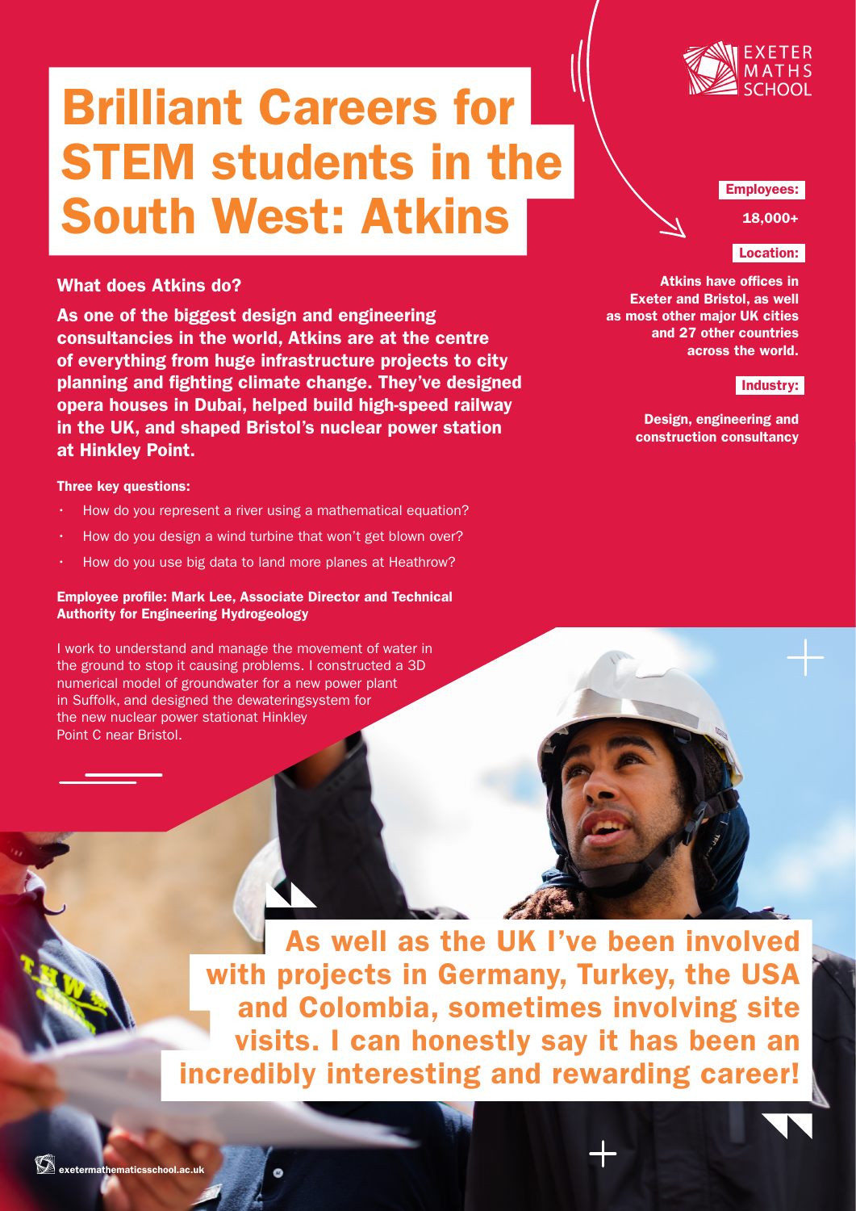# Brilliant Careers for STEM students in the South West: Atkins

EXETER MATHS SCHOOL

**Employees:**

**18,000+**

**Location:**

**Atkins have offices in Exeter and Bristol, as well as most other major UK cities and 27 other countries across the world.**

**Industry:**

**Design, engineering and construction consultancy**

## What does Atkins do?

**As one of the biggest design and engineering consultancies in the world, Atkins are at the centre of everything from huge infrastructure projects to city planning and fighting climate change. They've designed opera houses in Dubai, helped build high-speed railway in the UK, and shaped Bristol's nuclear power station at Hinkley Point.**

**Three key questions:**

- How do you represent a river using a mathematical equation?
- How do you design a wind turbine that won't get blown over?
- How do you use big data to land more planes at Heathrow?

**Employee profile: Mark Lee, Associate Director and Technical Authority for Engineering Hydrogeology**

I work to understand and manage the movement of water in the ground to stop it causing problems. I constructed a 3D numerical model of groundwater for a new power plant in Suffolk, and designed the dewateringsystem for the new nuclear power stationat Hinkley Point C near Bristol.

**As well as the UK I've been involved with projects in Germany, Turkey, the USA and Colombia, sometimes involving site visits. I can honestly say it has been an incredibly interesting and rewarding career!**

exetermathematicsschool.ac.uk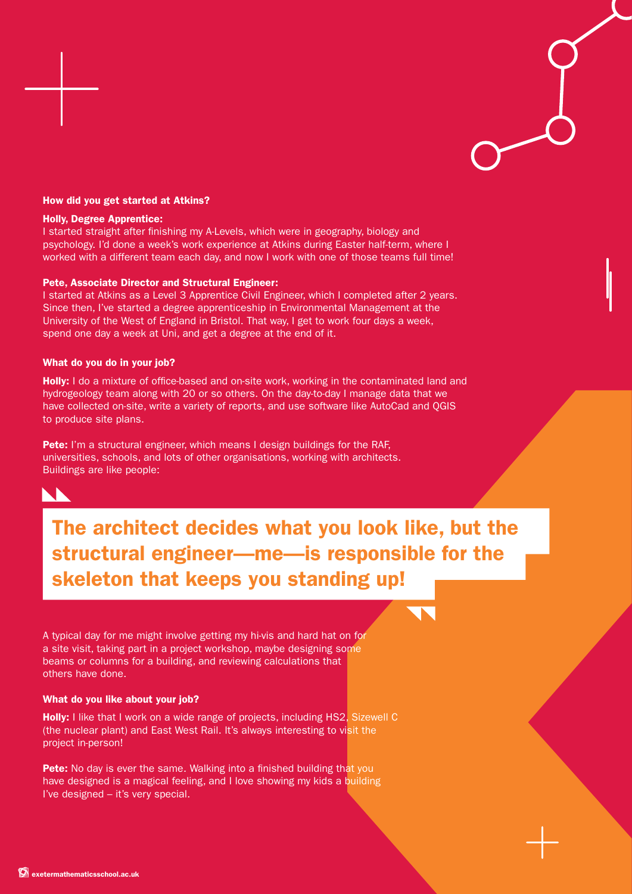**How did you get started at Atkins?**

**Holly, Degree Apprentice:**
I started straight after finishing my A-Levels, which were in geography, biology and psychology. I'd done a week's work experience at Atkins during Easter half-term, where I worked with a different team each day, and now I work with one of those teams full time!

**Pete, Associate Director and Structural Engineer:**
I started at Atkins as a Level 3 Apprentice Civil Engineer, which I completed after 2 years. Since then, I've started a degree apprenticeship in Environmental Management at the University of the West of England in Bristol. That way, I get to work four days a week, spend one day a week at Uni, and get a degree at the end of it.

**What do you do in your job?**

**Holly:** I do a mixture of office-based and on-site work, working in the contaminated land and hydrogeology team along with 20 or so others. On the day-to-day I manage data that we have collected on-site, write a variety of reports, and use software like AutoCad and QGIS to produce site plans.

**Pete:** I'm a structural engineer, which means I design buildings for the RAF, universities, schools, and lots of other organisations, working with architects. Buildings are like people:

> **The architect decides what you look like, but the structural engineer—me—is responsible for the skeleton that keeps you standing up!**

A typical day for me might involve getting my hi-vis and hard hat on for a site visit, taking part in a project workshop, maybe designing some beams or columns for a building, and reviewing calculations that others have done.

**What do you like about your job?**

**Holly:** I like that I work on a wide range of projects, including HS2, Sizewell C (the nuclear plant) and East West Rail. It's always interesting to visit the project in-person!

**Pete:** No day is ever the same. Walking into a finished building that you have designed is a magical feeling, and I love showing my kids a building I've designed – it's very special.